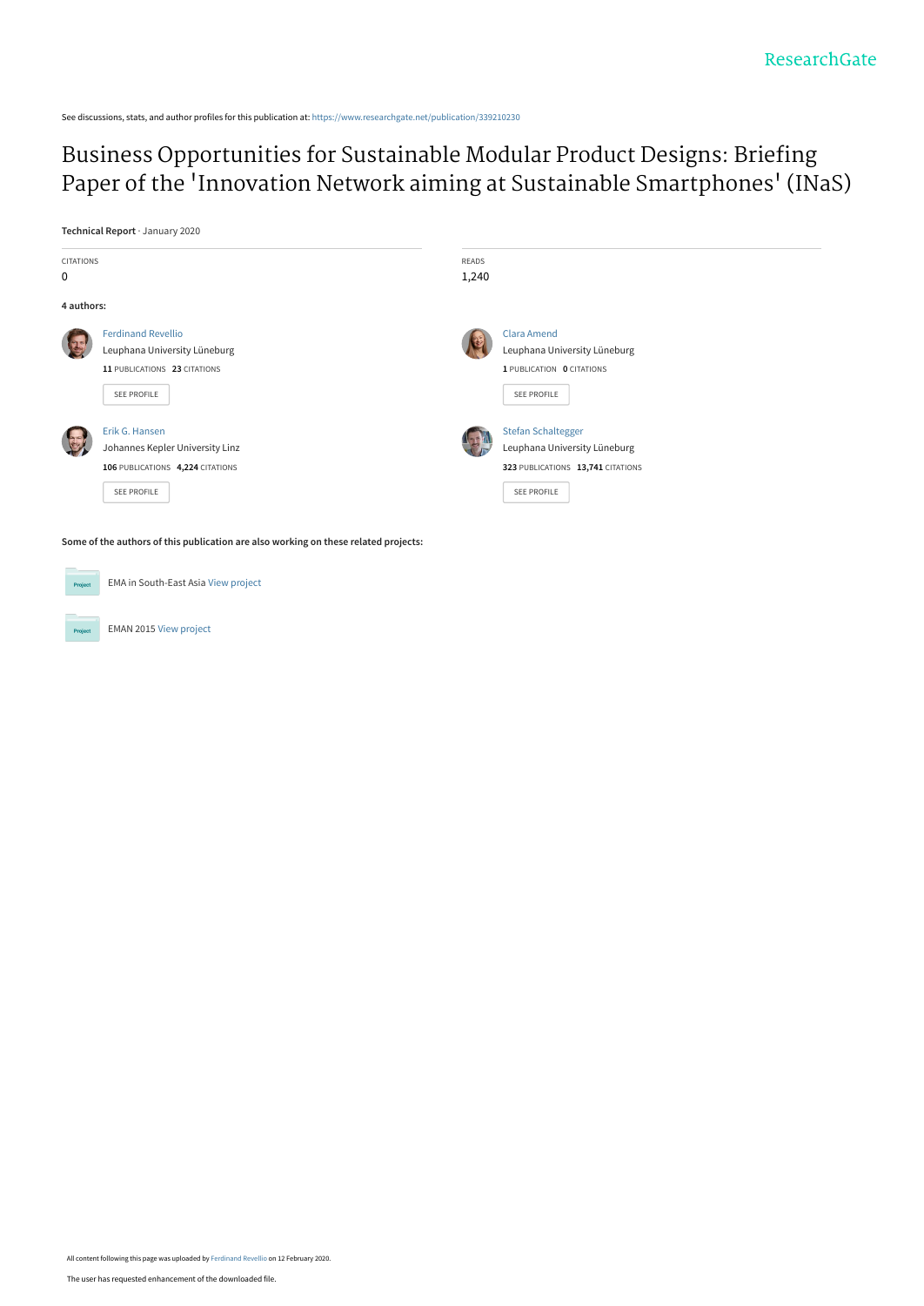See discussions, stats, and author profiles for this publication at: https://www.researchgate.net/publication/339210230

# Business Opportunities for Sustainable Modular Product Designs: Briefing Paper of the 'Innovation Network aiming at Sustainable Smartphones' (INaS)

**Technical Report** · January 2020

CITATIONS
0

READS
1,240

**4 authors:**

Ferdinand Revellio
Leuphana University Lüneburg
**11** PUBLICATIONS **23** CITATIONS
SEE PROFILE

Clara Amend
Leuphana University Lüneburg
**1** PUBLICATION **0** CITATIONS
SEE PROFILE

Erik G. Hansen
Johannes Kepler University Linz
**106** PUBLICATIONS **4,224** CITATIONS
SEE PROFILE

Stefan Schaltegger
Leuphana University Lüneburg
**323** PUBLICATIONS **13,741** CITATIONS
SEE PROFILE

**Some of the authors of this publication are also working on these related projects:**

EMA in South-East Asia View project

EMAN 2015 View project

All content following this page was uploaded by Ferdinand Revellio on 12 February 2020.

The user has requested enhancement of the downloaded file.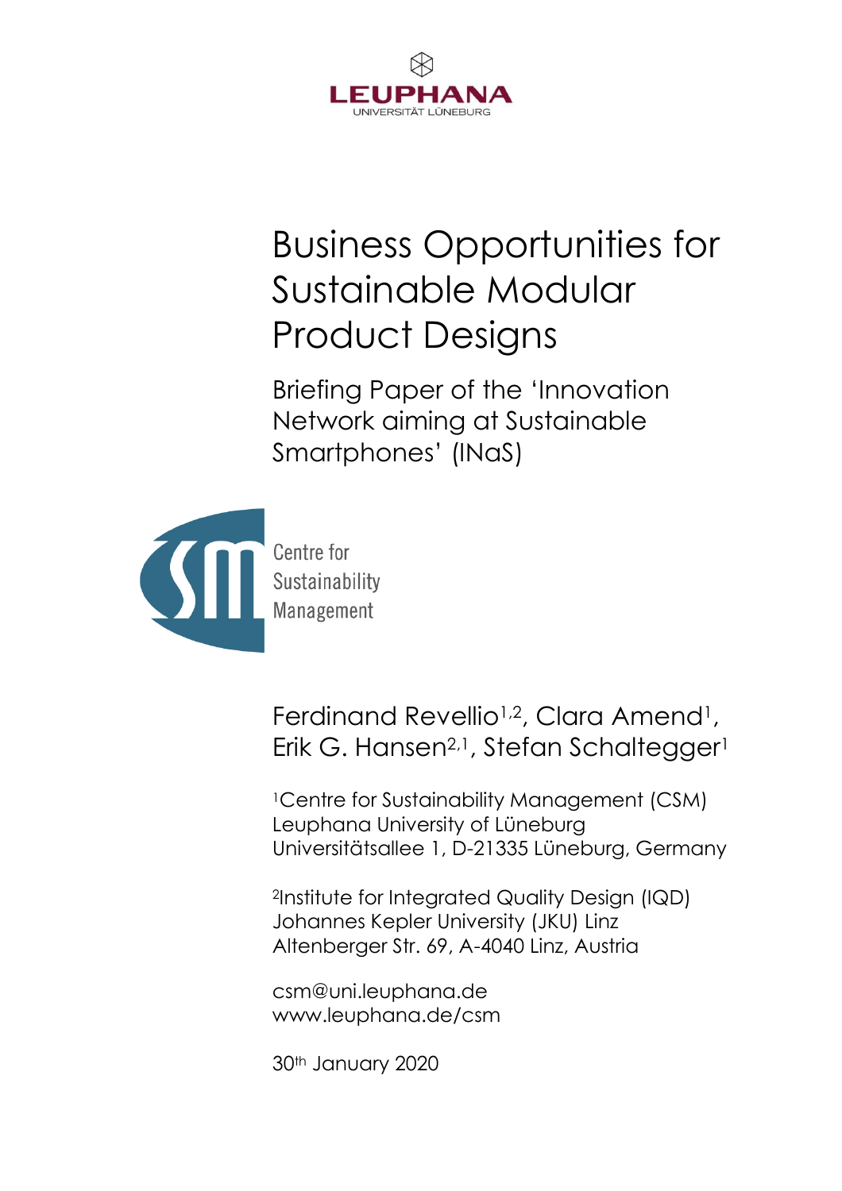LEUPHANA
UNIVERSITÄT LÜNEBURG

# Business Opportunities for Sustainable Modular Product Designs

## Briefing Paper of the 'Innovation Network aiming at Sustainable Smartphones' (INaS)

Centre for Sustainability Management

Ferdinand Revellio[1,2], Clara Amend[1], Erik G. Hansen[2,1], Stefan Schaltegger[1]

[1]Centre for Sustainability Management (CSM)
Leuphana University of Lüneburg
Universitätsallee 1, D-21335 Lüneburg, Germany

[2]Institute for Integrated Quality Design (IQD)
Johannes Kepler University (JKU) Linz
Altenberger Str. 69, A-4040 Linz, Austria

csm@uni.leuphana.de
www.leuphana.de/csm

30th January 2020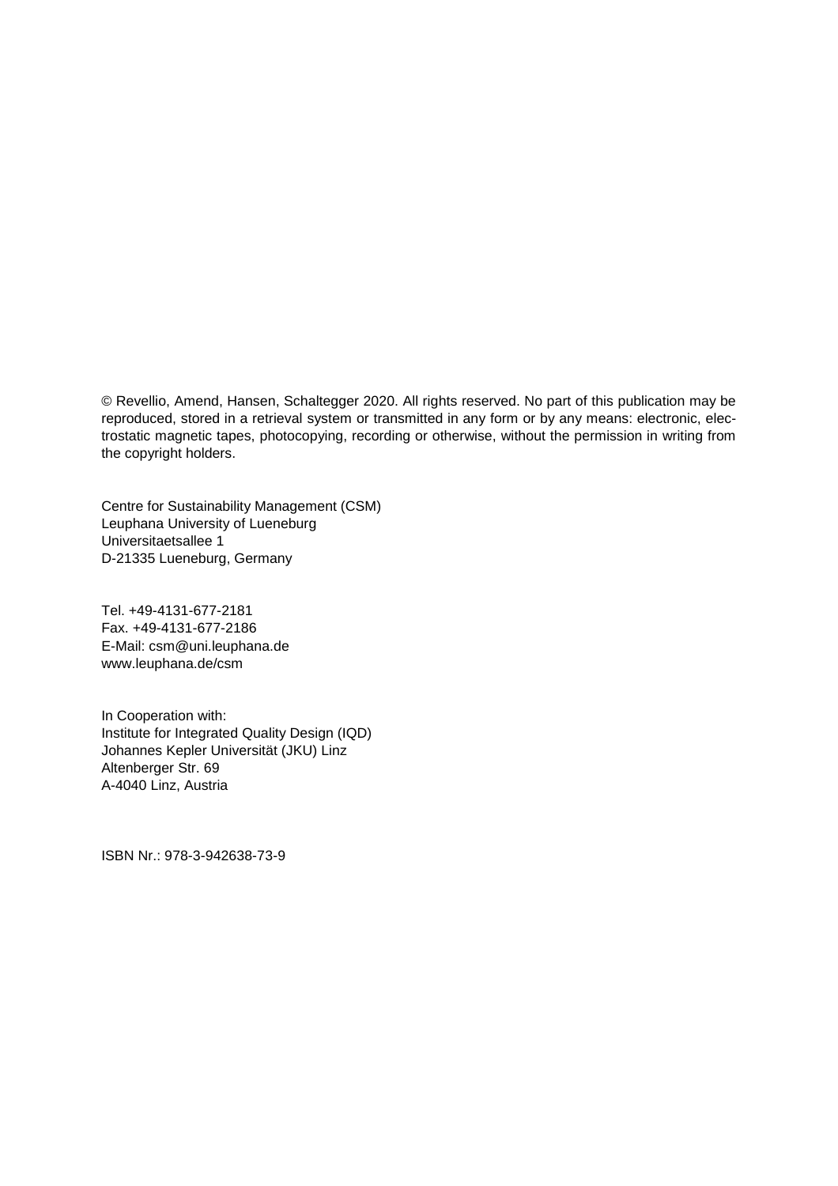© Revellio, Amend, Hansen, Schaltegger 2020. All rights reserved. No part of this publication may be reproduced, stored in a retrieval system or transmitted in any form or by any means: electronic, electrostatic magnetic tapes, photocopying, recording or otherwise, without the permission in writing from the copyright holders.

Centre for Sustainability Management (CSM)
Leuphana University of Lueneburg
Universitaetsallee 1
D-21335 Lueneburg, Germany

Tel. +49-4131-677-2181
Fax. +49-4131-677-2186
E-Mail: csm@uni.leuphana.de
www.leuphana.de/csm

In Cooperation with:
Institute for Integrated Quality Design (IQD)
Johannes Kepler Universität (JKU) Linz
Altenberger Str. 69
A-4040 Linz, Austria

ISBN Nr.: 978-3-942638-73-9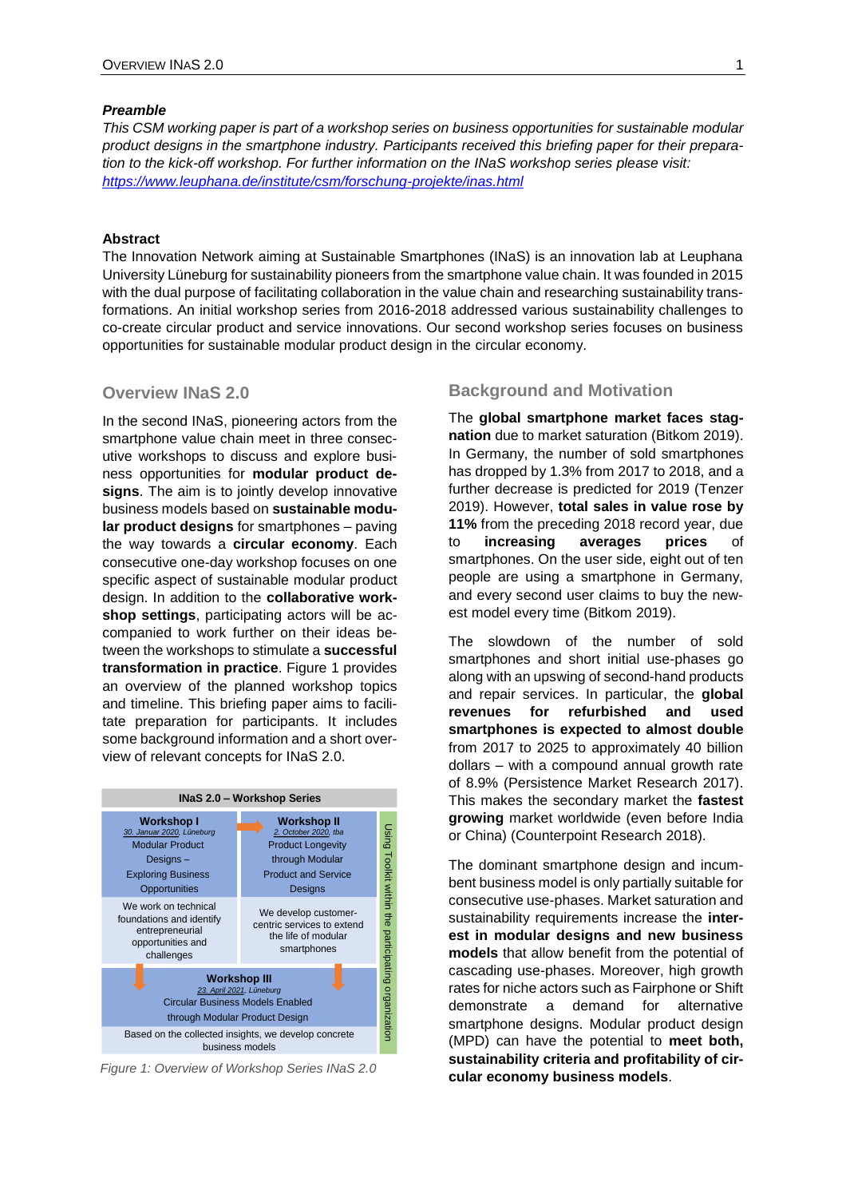### *Preamble*

*This CSM working paper is part of a workshop series on business opportunities for sustainable modular product designs in the smartphone industry. Participants received this briefing paper for their preparation for the kick-off workshop. For further information on the INaS workshop series please visit:* *https://www.leuphana.de/institute/csm/forschung-projekte/inas.html*

### Abstract

The Innovation Network aiming at Sustainable Smartphones (INaS) is an innovation lab at Leuphana University Lüneburg for sustainability pioneers from the smartphone value chain. It was founded in 2015 with the dual purpose of facilitating collaboration in the value chain and researching sustainability transformations. An initial workshop series from 2016-2018 addressed various sustainability challenges to co-create circular product and service innovations. Our second workshop series focuses on business opportunities for sustainable modular product design in the circular economy.

## Overview INaS 2.0

In the second INaS, pioneering actors from the smartphone value chain meet in three consecutive workshops to discuss and explore business opportunities for **modular product designs**. The aim is to jointly develop innovative business models based on **sustainable modular product designs** for smartphones – paving the way towards a **circular economy**. Each consecutive one-day workshop focuses on one specific aspect of sustainable modular product design. In addition to the **collaborative workshop settings**, participating actors will be accompanied to work further on their ideas between the workshops to stimulate a **successful transformation in practice**. Figure 1 provides an overview of the planned workshop topics and timeline. This briefing paper aims to facilitate preparation for participants. It includes some background information and a short overview of relevant concepts for INaS 2.0.

| INaS 2.0 – Workshop Series | | |
|---|---|---|
| **Workshop I**<br>*30. Januar 2020, Lüneburg*<br>Modular Product Designs – Exploring Business Opportunities | **Workshop II**<br>*2. October 2020, tba*<br>Product Longevity through Modular Product and Service Designs | Using Toolkit within the participating organization |
| We work on technical foundations and identify entrepreneurial opportunities and challenges | We develop customer-centric services to extend the life of modular smartphones | |
| **Workshop III**<br>*23. April 2021, Lüneburg*<br>Circular Business Models Enabled through Modular Product Design | | |
| Based on the collected insights, we develop concrete business models | | |

*Figure 1: Overview of Workshop Series INaS 2.0*

## Background and Motivation

The **global smartphone market faces stagnation** due to market saturation (Bitkom 2019). In Germany, the number of sold smartphones has dropped by 1.3% from 2017 to 2018, and a further decrease is predicted for 2019 (Tenzer 2019). However, **total sales in value rose by 11%** from the preceding 2018 record year, due to **increasing averages prices** of smartphones. On the user side, eight out of ten people are using a smartphone in Germany, and every second user claims to buy the newest model every time (Bitkom 2019).

The slowdown of the number of sold smartphones and short initial use-phases go along with an upswing of second-hand products and repair services. In particular, the **global revenues for refurbished and used smartphones is expected to almost double** from 2017 to 2025 to approximately 40 billion dollars – with a compound annual growth rate of 8.9% (Persistence Market Research 2017). This makes the secondary market the **fastest growing** market worldwide (even before India or China) (Counterpoint Research 2018).

The dominant smartphone design and incumbent business model is only partially suitable for consecutive use-phases. Market saturation and sustainability requirements increase the **interest in modular designs and new business models** that allow benefit from the potential of cascading use-phases. Moreover, high growth rates for niche actors such as Fairphone or Shift demonstrate a demand for alternative smartphone designs. Modular product design (MPD) can have the potential to **meet both, sustainability criteria and profitability of circular economy business models**.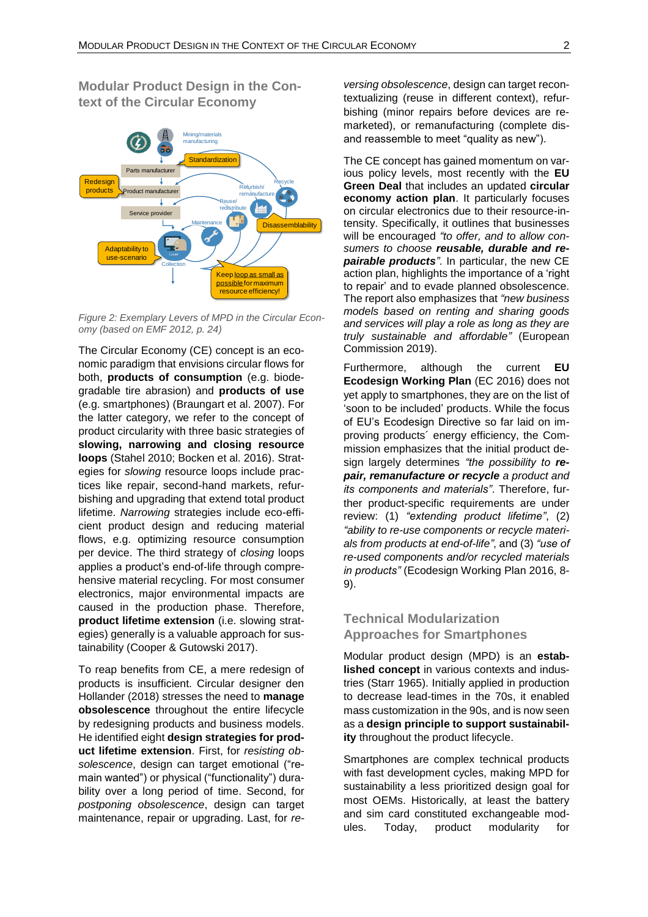## Modular Product Design in the Context of the Circular Economy

*Figure 2: Exemplary Levers of MPD in the Circular Economy (based on EMF 2012, p. 24)*

The Circular Economy (CE) concept is an economic paradigm that envisions circular flows for both, **products of consumption** (e.g. biodegradable tire abrasion) and **products of use** (e.g. smartphones) (Braungart et al. 2007). For the latter category, we refer to the concept of product circularity with three basic strategies of **slowing, narrowing and closing resource loops** (Stahel 2010; Bocken et al. 2016). Strategies for *slowing* resource loops include practices like repair, second-hand markets, refurbishing and upgrading that extend total product lifetime. *Narrowing* strategies include eco-efficient product design and reducing material flows, e.g. optimizing resource consumption per device. The third strategy of *closing* loops applies a product's end-of-life through comprehensive material recycling. For most consumer electronics, major environmental impacts are caused in the production phase. Therefore, **product lifetime extension** (i.e. slowing strategies) generally is a valuable approach for sustainability (Cooper & Gutowski 2017).

To reap benefits from CE, a mere redesign of products is insufficient. Circular designer den Hollander (2018) stresses the need to **manage obsolescence** throughout the entire lifecycle by redesigning products and business models. He identified eight **design strategies for product lifetime extension**. First, for *resisting obsolescence*, design can target emotional ("remain wanted") or physical ("functionality") durability over a long period of time. Second, for *postponing obsolescence*, design can target maintenance, repair or upgrading. Last, for *reversing obsolescence*, design can target recontextualizing (reuse in different context), refurbishing (minor repairs before devices are remarketed), or remanufacturing (complete dis- and reassemble to meet "quality as new").

The CE concept has gained momentum on various policy levels, most recently with the **EU Green Deal** that includes an updated **circular economy action plan**. It particularly focuses on circular electronics due to their resource-intensity. Specifically, it outlines that businesses will be encouraged *"to offer, and to allow consumers to choose **reusable, durable and repairable products**"*. In particular, the new CE action plan, highlights the importance of a 'right to repair' and to evade planned obsolescence. The report also emphasizes that *"new business models based on renting and sharing goods and services will play a role as long as they are truly sustainable and affordable"* (European Commission 2019).

Furthermore, although the current **EU Ecodesign Working Plan** (EC 2016) does not yet apply to smartphones, they are on the list of 'soon to be included' products. While the focus of EU's Ecodesign Directive so far laid on improving products´ energy efficiency, the Commission emphasizes that the initial product design largely determines *"the possibility to **repair, remanufacture or recycle** a product and its components and materials"*. Therefore, further product-specific requirements are under review: (1) *"extending product lifetime"*, (2) *"ability to re-use components or recycle materials from products at end-of-life"*, and (3) *"use of re-used components and/or recycled materials in products"* (Ecodesign Working Plan 2016, 8-9).

## Technical Modularization Approaches for Smartphones

Modular product design (MPD) is an **established concept** in various contexts and industries (Starr 1965). Initially applied in production to decrease lead-times in the 70s, it enabled mass customization in the 90s, and is now seen as a **design principle to support sustainability** throughout the product lifecycle.

Smartphones are complex technical products with fast development cycles, making MPD for sustainability a less prioritized design goal for most OEMs. Historically, at least the battery and sim card constituted exchangeable modules. Today, product modularity for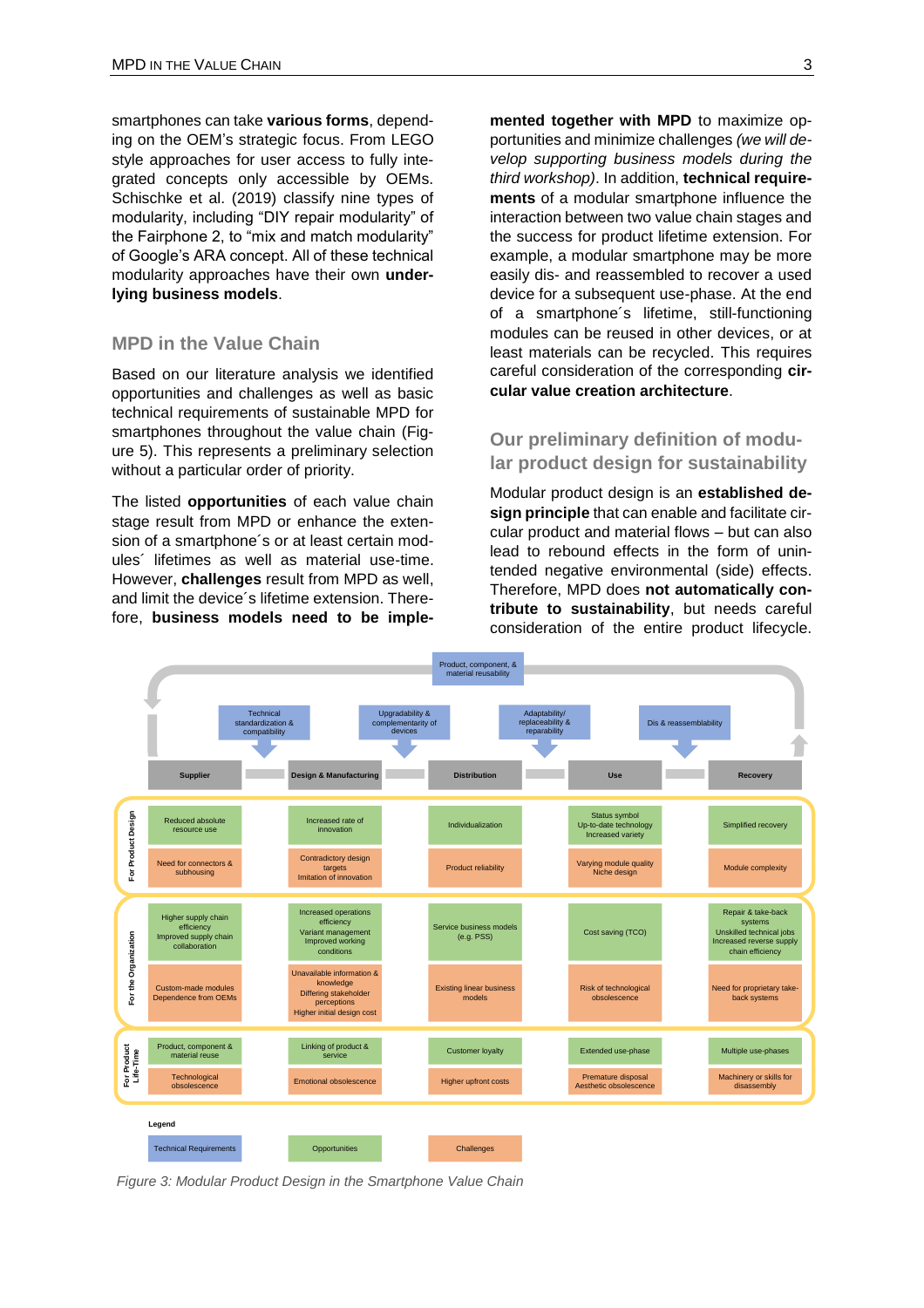smartphones can take **various forms**, depending on the OEM's strategic focus. From LEGO style approaches for user access to fully integrated concepts only accessible by OEMs. Schischke et al. (2019) classify nine types of modularity, including "DIY repair modularity" of the Fairphone 2, to "mix and match modularity" of Google's ARA concept. All of these technical modularity approaches have their own **underlying business models**.

## MPD in the Value Chain

Based on our literature analysis we identified opportunities and challenges as well as basic technical requirements of sustainable MPD for smartphones throughout the value chain (Figure 5). This represents a preliminary selection without a particular order of priority.

The listed **opportunities** of each value chain stage result from MPD or enhance the extension of a smartphone´s or at least certain modules´ lifetimes as well as material use-time. However, **challenges** result from MPD as well, and limit the device´s lifetime extension. Therefore, **business models need to be implemented together with MPD** to maximize opportunities and minimize challenges *(we will develop supporting business models during the third workshop)*. In addition, **technical requirements** of a modular smartphone influence the interaction between two value chain stages and the success for product lifetime extension. For example, a modular smartphone may be more easily dis- and reassembled to recover a used device for a subsequent use-phase. At the end of a smartphone´s lifetime, still-functioning modules can be reused in other devices, or at least materials can be recycled. This requires careful consideration of the corresponding **circular value creation architecture**.

## Our preliminary definition of modular product design for sustainability

Modular product design is an **established design principle** that can enable and facilitate circular product and material flows – but can also lead to rebound effects in the form of unintended negative environmental (side) effects. Therefore, MPD does **not automatically contribute to sustainability**, but needs careful consideration of the entire product lifecycle.

Technical requirements: Product, component, & material reusability (Recovery → Supplier); Technical standardization & compatibility (Supplier → Design & Manufacturing); Upgradability & complementarity of devices (Design & Manufacturing → Distribution); Adaptability/ replaceability & reparability (Distribution → Use); Dis & reassemblability (Use → Recovery)

| | | Supplier | Design & Manufacturing | Distribution | Use | Recovery |
|---|---|---|---|---|---|---|
| For Product Design | Opportunities | Reduced absolute resource use | Increased rate of innovation | Individualization | Status symbol; Up-to-date technology; Increased variety | Simplified recovery |
| | Challenges | Need for connectors & subhousing | Contradictory design targets; Imitation of innovation | Product reliability | Varying module quality; Niche design | Module complexity |
| For the Organization | Opportunities | Higher supply chain efficiency; Improved supply chain collaboration | Increased operations efficiency; Variant management; Improved working conditions | Service business models (e.g. PSS) | Cost saving (TCO) | Repair & take-back systems; Unskilled technical jobs; Increased reverse supply chain efficiency |
| | Challenges | Custom-made modules; Dependence from OEMs | Unavailable information & knowledge; Differing stakeholder perceptions; Higher initial design cost | Existing linear business models | Risk of technological obsolescence | Need for proprietary take-back systems |
| For Product Life-Time | Opportunities | Product, component & material reuse | Linking of product & service | Customer loyalty | Extended use-phase | Multiple use-phases |
| | Challenges | Technological obsolescence | Emotional obsolescence | Higher upfront costs | Premature disposal; Aesthetic obsolescence | Machinery or skills for disassembly |

Legend: Technical Requirements; Opportunities; Challenges

*Figure 3: Modular Product Design in the Smartphone Value Chain*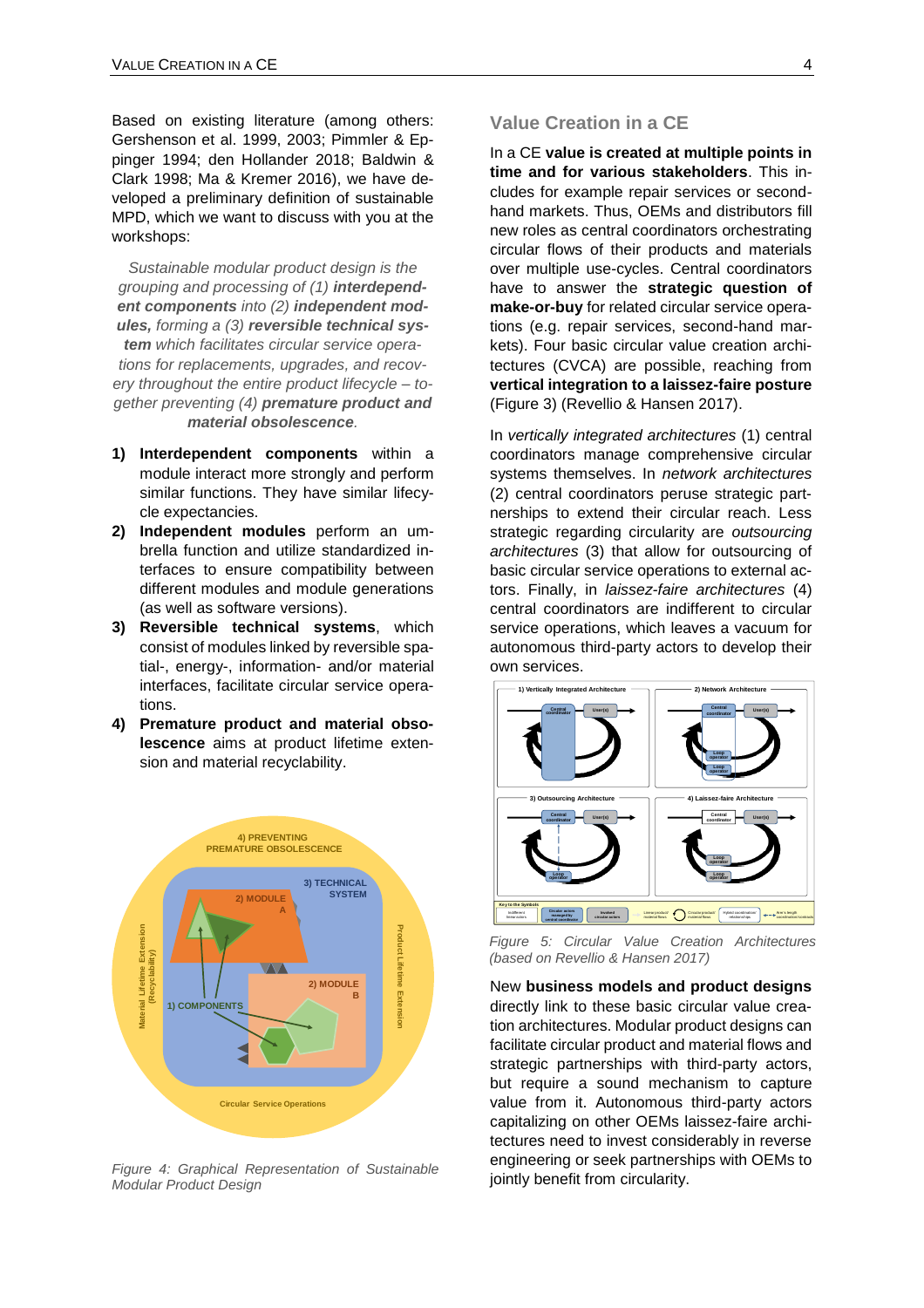Based on existing literature (among others: Gershenson et al. 1999, 2003; Pimmler & Eppinger 1994; den Hollander 2018; Baldwin & Clark 1998; Ma & Kremer 2016), we have developed a preliminary definition of sustainable MPD, which we want to discuss with you at the workshops:

*Sustainable modular product design is the grouping and processing of (1)* ***interdependent components*** *into (2)* ***independent modules,*** *forming a (3)* ***reversible technical system*** *which facilitates circular service operations for replacements, upgrades, and recovery throughout the entire product lifecycle – together preventing (4)* ***premature product and material obsolescence****.*

1) **Interdependent components** within a module interact more strongly and perform similar functions. They have similar lifecycle expectancies.
2) **Independent modules** perform an umbrella function and utilize standardized interfaces to ensure compatibility between different modules and module generations (as well as software versions).
3) **Reversible technical systems**, which consist of modules linked by reversible spatial-, energy-, information- and/or material interfaces, facilitate circular service operations.
4) **Premature product and material obsolescence** aims at product lifetime extension and material recyclability.

Figure 4: Graphical Representation of Sustainable Modular Product Design

## Value Creation in a CE

In a CE **value is created at multiple points in time and for various stakeholders**. This includes for example repair services or second-hand markets. Thus, OEMs and distributors fill new roles as central coordinators orchestrating circular flows of their products and materials over multiple use-cycles. Central coordinators have to answer the **strategic question of make-or-buy** for related circular service operations (e.g. repair services, second-hand markets). Four basic circular value creation architectures (CVCA) are possible, reaching from **vertical integration to a laissez-faire posture** (Figure 3) (Revellio & Hansen 2017).

In *vertically integrated architectures* (1) central coordinators manage comprehensive circular systems themselves. In *network architectures* (2) central coordinators peruse strategic partnerships to extend their circular reach. Less strategic regarding circularity are *outsourcing architectures* (3) that allow for outsourcing of basic circular service operations to external actors. Finally, in *laissez-faire architectures* (4) central coordinators are indifferent to circular service operations, which leaves a vacuum for autonomous third-party actors to develop their own services.

Figure 5: Circular Value Creation Architectures (based on Revellio & Hansen 2017)

New **business models and product designs** directly link to these basic circular value creation architectures. Modular product designs can facilitate circular product and material flows and strategic partnerships with third-party actors, but require a sound mechanism to capture value from it. Autonomous third-party actors capitalizing on other OEMs laissez-faire architectures need to invest considerably in reverse engineering or seek partnerships with OEMs to jointly benefit from circularity.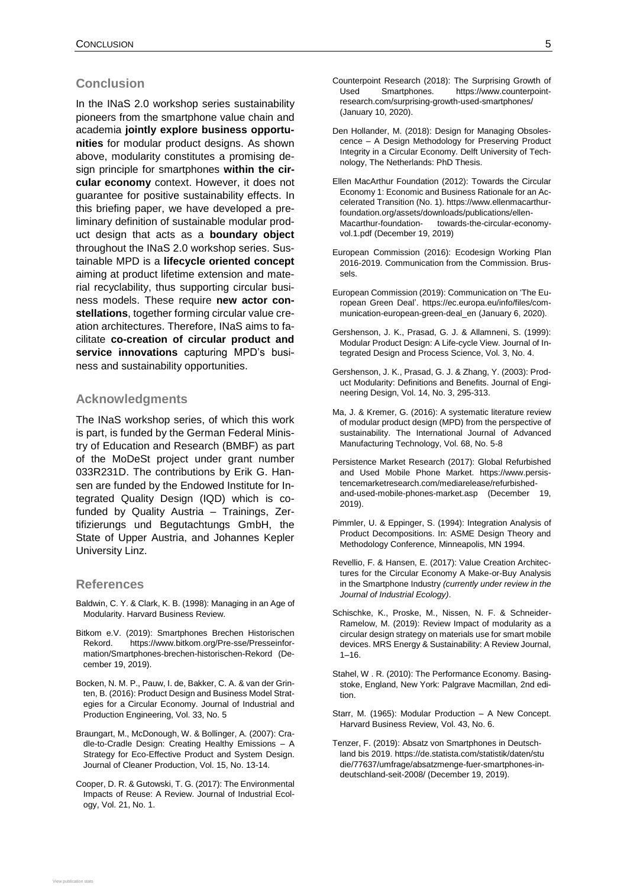## Conclusion

In the INaS 2.0 workshop series sustainability pioneers from the smartphone value chain and academia **jointly explore business opportunities** for modular product designs. As shown above, modularity constitutes a promising design principle for smartphones **within the circular economy** context. However, it does not guarantee for positive sustainability effects. In this briefing paper, we have developed a preliminary definition of sustainable modular product design that acts as a **boundary object** throughout the INaS 2.0 workshop series. Sustainable MPD is a **lifecycle oriented concept** aiming at product lifetime extension and material recyclability, thus supporting circular business models. These require **new actor constellations**, together forming circular value creation architectures. Therefore, INaS aims to facilitate **co-creation of circular product and service innovations** capturing MPD's business and sustainability opportunities.

## Acknowledgments

The INaS workshop series, of which this work is part, is funded by the German Federal Ministry of Education and Research (BMBF) as part of the MoDeSt project under grant number 033R231D. The contributions by Erik G. Hansen are funded by the Endowed Institute for Integrated Quality Design (IQD) which is co-funded by Quality Austria – Trainings, Zertifizierungs und Begutachtungs GmbH, the State of Upper Austria, and Johannes Kepler University Linz.

## References

Baldwin, C. Y. & Clark, K. B. (1998): Managing in an Age of Modularity. Harvard Business Review.

Bitkom e.V. (2019): Smartphones Brechen Historischen Rekord. https://www.bitkom.org/Pre-sse/Presseinformation/Smartphones-brechen-historischen-Rekord (December 19, 2019).

Bocken, N. M. P., Pauw, I. de, Bakker, C. A. & van der Grinten, B. (2016): Product Design and Business Model Strategies for a Circular Economy. Journal of Industrial and Production Engineering, Vol. 33, No. 5

Braungart, M., McDonough, W. & Bollinger, A. (2007): Cradle-to-Cradle Design: Creating Healthy Emissions – A Strategy for Eco-Effective Product and System Design. Journal of Cleaner Production, Vol. 15, No. 13-14.

Cooper, D. R. & Gutowski, T. G. (2017): The Environmental Impacts of Reuse: A Review. Journal of Industrial Ecology, Vol. 21, No. 1.

Counterpoint Research (2018): The Surprising Growth of Used Smartphones. https://www.counterpoint-research.com/surprising-growth-used-smartphones/ (January 10, 2020).

Den Hollander, M. (2018): Design for Managing Obsolescence – A Design Methodology for Preserving Product Integrity in a Circular Economy. Delft University of Technology, The Netherlands: PhD Thesis.

Ellen MacArthur Foundation (2012): Towards the Circular Economy 1: Economic and Business Rationale for an Accelerated Transition (No. 1). https://www.ellenmacarthurfoundation.org/assets/downloads/publications/ellen-Macarthur-foundation- towards-the-circular-economy-vol.1.pdf (December 19, 2019)

European Commission (2016): Ecodesign Working Plan 2016-2019. Communication from the Commission. Brussels.

European Commission (2019): Communication on 'The European Green Deal'. https://ec.europa.eu/info/files/communication-european-green-deal_en (January 6, 2020).

Gershenson, J. K., Prasad, G. J. & Allamneni, S. (1999): Modular Product Design: A Life-cycle View. Journal of Integrated Design and Process Science, Vol. 3, No. 4.

Gershenson, J. K., Prasad, G. J. & Zhang, Y. (2003): Product Modularity: Definitions and Benefits. Journal of Engineering Design, Vol. 14, No. 3, 295-313.

Ma, J. & Kremer, G. (2016): A systematic literature review of modular product design (MPD) from the perspective of sustainability. The International Journal of Advanced Manufacturing Technology, Vol. 68, No. 5-8

Persistence Market Research (2017): Global Refurbished and Used Mobile Phone Market. https://www.persistencemarketresearch.com/mediarelease/refurbished-and-used-mobile-phones-market.asp (December 19, 2019).

Pimmler, U. & Eppinger, S. (1994): Integration Analysis of Product Decompositions. In: ASME Design Theory and Methodology Conference, Minneapolis, MN 1994.

Revellio, F. & Hansen, E. (2017): Value Creation Architectures for the Circular Economy A Make-or-Buy Analysis in the Smartphone Industry *(currently under review in the Journal of Industrial Ecology)*.

Schischke, K., Proske, M., Nissen, N. F. & Schneider-Ramelow, M. (2019): Review Impact of modularity as a circular design strategy on materials use for smart mobile devices. MRS Energy & Sustainability: A Review Journal, 1–16.

Stahel, W . R. (2010): The Performance Economy. Basingstoke, England, New York: Palgrave Macmillan, 2nd edition.

Starr, M. (1965): Modular Production – A New Concept. Harvard Business Review, Vol. 43, No. 6.

Tenzer, F. (2019): Absatz von Smartphones in Deutschland bis 2019. https://de.statista.com/statistik/daten/studie/77637/umfrage/absatzmenge-fuer-smartphones-in-deutschland-seit-2008/ (December 19, 2019).